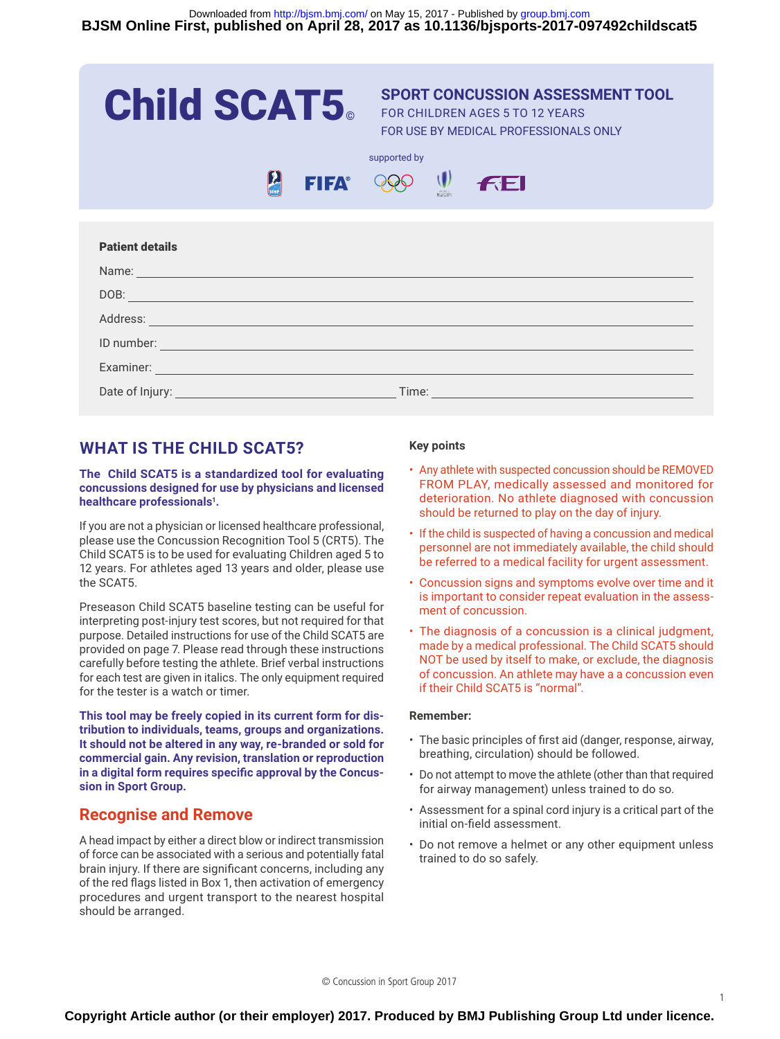# Child SCAT5©

**SPORT CONCUSSION ASSESSMENT TOOL**
FOR CHILDREN AGES 5 TO 12 YEARS
FOR USE BY MEDICAL PROFESSIONALS ONLY

supported by

**Patient details**

Name: ______________________________

DOB: ______________________________

Address: ______________________________

ID number: ______________________________

Examiner: ______________________________

Date of Injury: ____________________ Time: ____________________

## WHAT IS THE CHILD SCAT5?

**The Child SCAT5 is a standardized tool for evaluating concussions designed for use by physicians and licensed healthcare professionals[1].**

If you are not a physician or licensed healthcare professional, please use the Concussion Recognition Tool 5 (CRT5). The Child SCAT5 is to be used for evaluating Children aged 5 to 12 years. For athletes aged 13 years and older, please use the SCAT5.

Preseason Child SCAT5 baseline testing can be useful for interpreting post-injury test scores, but not required for that purpose. Detailed instructions for use of the Child SCAT5 are provided on page 7. Please read through these instructions carefully before testing the athlete. Brief verbal instructions for each test are given in italics. The only equipment required for the tester is a watch or timer.

**This tool may be freely copied in its current form for distribution to individuals, teams, groups and organizations. It should not be altered in any way, re-branded or sold for commercial gain. Any revision, translation or reproduction in a digital form requires specific approval by the Concussion in Sport Group.**

## Recognise and Remove

A head impact by either a direct blow or indirect transmission of force can be associated with a serious and potentially fatal brain injury. If there are significant concerns, including any of the red flags listed in Box 1, then activation of emergency procedures and urgent transport to the nearest hospital should be arranged.

### Key points

- Any athlete with suspected concussion should be REMOVED FROM PLAY, medically assessed and monitored for deterioration. No athlete diagnosed with concussion should be returned to play on the day of injury.
- If the child is suspected of having a concussion and medical personnel are not immediately available, the child should be referred to a medical facility for urgent assessment.
- Concussion signs and symptoms evolve over time and it is important to consider repeat evaluation in the assessment of concussion.
- The diagnosis of a concussion is a clinical judgment, made by a medical professional. The Child SCAT5 should NOT be used by itself to make, or exclude, the diagnosis of concussion. An athlete may have a a concussion even if their Child SCAT5 is "normal".

### Remember:

- The basic principles of first aid (danger, response, airway, breathing, circulation) should be followed.
- Do not attempt to move the athlete (other than that required for airway management) unless trained to do so.
- Assessment for a spinal cord injury is a critical part of the initial on-field assessment.
- Do not remove a helmet or any other equipment unless trained to do so safely.

© Concussion in Sport Group 2017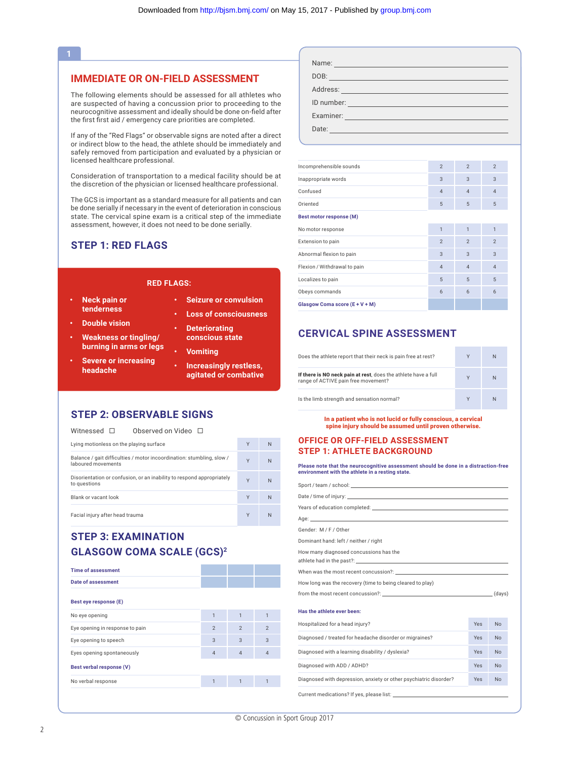1

## IMMEDIATE OR ON-FIELD ASSESSMENT

The following elements should be assessed for all athletes who are suspected of having a concussion prior to proceeding to the neurocognitive assessment and ideally should be done on-field after the first first aid / emergency care priorities are completed.

If any of the "Red Flags" or observable signs are noted after a direct or indirect blow to the head, the athlete should be immediately and safely removed from participation and evaluated by a physician or licensed healthcare professional.

Consideration of transportation to a medical facility should be at the discretion of the physician or licensed healthcare professional.

The GCS is important as a standard measure for all patients and can be done serially if necessary in the event of deterioration in conscious state. The cervical spine exam is a critical step of the immediate assessment, however, it does not need to be done serially.

### STEP 1: RED FLAGS

**RED FLAGS:**

- **Neck pain or tenderness**
- **Double vision**
- **Weakness or tingling/ burning in arms or legs**
- **Severe or increasing headache**
- **Seizure or convulsion**
- **Loss of consciousness**
- **Deteriorating conscious state**
- **Vomiting**
- **Increasingly restless, agitated or combative**

### STEP 2: OBSERVABLE SIGNS

Witnessed ☐    Observed on Video ☐

| | | |
|---|---|---|
| Lying motionless on the playing surface | Y | N |
| Balance / gait difficulties / motor incoordination: stumbling, slow / laboured movements | Y | N |
| Disorientation or confusion, or an inability to respond appropriately to questions | Y | N |
| Blank or vacant look | Y | N |
| Facial injury after head trauma | Y | N |

### STEP 3: EXAMINATION GLASGOW COMA SCALE (GCS)[2]

| | | | |
|---|---|---|---|
| **Time of assessment** | | | |
| **Date of assessment** | | | |
| **Best eye response (E)** | | | |
| No eye opening | 1 | 1 | 1 |
| Eye opening in response to pain | 2 | 2 | 2 |
| Eye opening to speech | 3 | 3 | 3 |
| Eyes opening spontaneously | 4 | 4 | 4 |
| **Best verbal response (V)** | | | |
| No verbal response | 1 | 1 | 1 |
| Incomprehensible sounds | 2 | 2 | 2 |
| Inappropriate words | 3 | 3 | 3 |
| Confused | 4 | 4 | 4 |
| Oriented | 5 | 5 | 5 |
| **Best motor response (M)** | | | |
| No motor response | 1 | 1 | 1 |
| Extension to pain | 2 | 2 | 2 |
| Abnormal flexion to pain | 3 | 3 | 3 |
| Flexion / Withdrawal to pain | 4 | 4 | 4 |
| Localizes to pain | 5 | 5 | 5 |
| Obeys commands | 6 | 6 | 6 |
| **Glasgow Coma score (E + V + M)** | | | |

Name: ____________________

DOB: ____________________

Address: ____________________

ID number: ____________________

Examiner: ____________________

Date: ____________________

## CERVICAL SPINE ASSESSMENT

| | | |
|---|---|---|
| Does the athlete report that their neck is pain free at rest? | Y | N |
| **If there is NO neck pain at rest**, does the athlete have a full range of ACTIVE pain free movement? | Y | N |
| Is the limb strength and sensation normal? | Y | N |

**In a patient who is not lucid or fully conscious, a cervical spine injury should be assumed until proven otherwise.**

## OFFICE OR OFF-FIELD ASSESSMENT

### STEP 1: ATHLETE BACKGROUND

**Please note that the neurocognitive assessment should be done in a distraction-free environment with the athlete in a resting state.**

Sport / team / school: ____________________

Date / time of injury: ____________________

Years of education completed: ____________________

Age: ____________________

Gender: M / F / Other

Dominant hand: left / neither / right

How many diagnosed concussions has the athlete had in the past?: ____________________

When was the most recent concussion?: ____________________

How long was the recovery (time to being cleared to play) from the most recent concussion?: ____________________ (days)

**Has the athlete ever been:**

| | | |
|---|---|---|
| Hospitalized for a head injury? | Yes | No |
| Diagnosed / treated for headache disorder or migraines? | Yes | No |
| Diagnosed with a learning disability / dyslexia? | Yes | No |
| Diagnosed with ADD / ADHD? | Yes | No |
| Diagnosed with depression, anxiety or other psychiatric disorder? | Yes | No |

Current medications? If yes, please list: ____________________

© Concussion in Sport Group 2017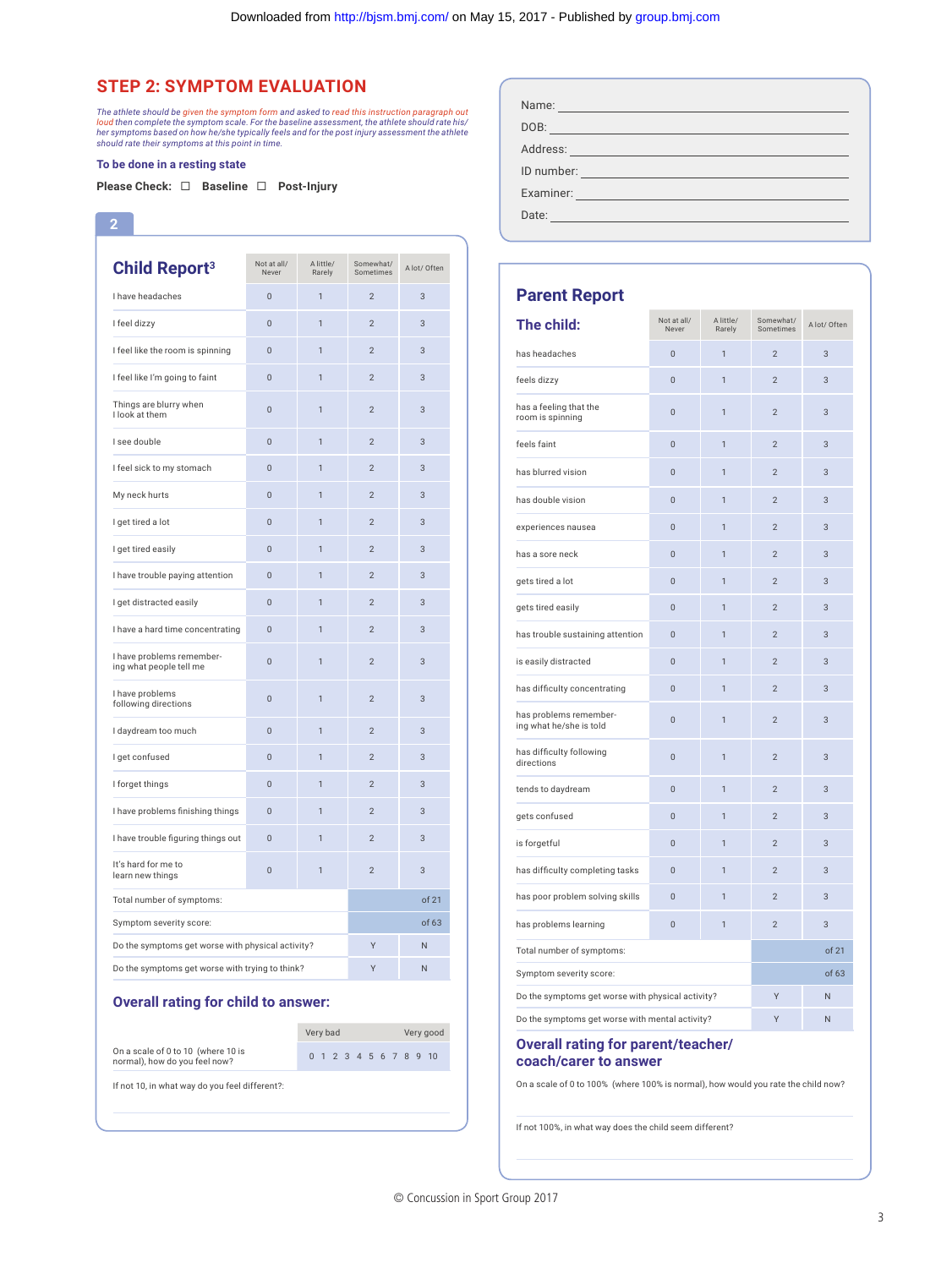## STEP 2: SYMPTOM EVALUATION

*The athlete should be given the symptom form and asked to read this instruction paragraph out loud then complete the symptom scale. For the baseline assessment, the athlete should rate his/her symptoms based on how he/she typically feels and for the post injury assessment the athlete should rate their symptoms at this point in time.*

**To be done in a resting state**

**Please Check:** ☐ **Baseline** ☐ **Post-Injury**

| Name: |
|---|
| DOB: |
| Address: |
| ID number: |
| Examiner: |
| Date: |

**2**

### Child Report[3]

| | Not at all/ Never | A little/ Rarely | Somewhat/ Sometimes | A lot/ Often |
|---|---|---|---|---|
| I have headaches | 0 | 1 | 2 | 3 |
| I feel dizzy | 0 | 1 | 2 | 3 |
| I feel like the room is spinning | 0 | 1 | 2 | 3 |
| I feel like I'm going to faint | 0 | 1 | 2 | 3 |
| Things are blurry when I look at them | 0 | 1 | 2 | 3 |
| I see double | 0 | 1 | 2 | 3 |
| I feel sick to my stomach | 0 | 1 | 2 | 3 |
| My neck hurts | 0 | 1 | 2 | 3 |
| I get tired a lot | 0 | 1 | 2 | 3 |
| I get tired easily | 0 | 1 | 2 | 3 |
| I have trouble paying attention | 0 | 1 | 2 | 3 |
| I get distracted easily | 0 | 1 | 2 | 3 |
| I have a hard time concentrating | 0 | 1 | 2 | 3 |
| I have problems remembering what people tell me | 0 | 1 | 2 | 3 |
| I have problems following directions | 0 | 1 | 2 | 3 |
| I daydream too much | 0 | 1 | 2 | 3 |
| I get confused | 0 | 1 | 2 | 3 |
| I forget things | 0 | 1 | 2 | 3 |
| I have problems finishing things | 0 | 1 | 2 | 3 |
| I have trouble figuring things out | 0 | 1 | 2 | 3 |
| It's hard for me to learn new things | 0 | 1 | 2 | 3 |
| Total number of symptoms: | | | | of 21 |
| Symptom severity score: | | | | of 63 |
| Do the symptoms get worse with physical activity? | | | Y | N |
| Do the symptoms get worse with trying to think? | | | Y | N |

### Overall rating for child to answer:

| | Very bad … Very good |
|---|---|
| On a scale of 0 to 10 (where 10 is normal), how do you feel now? | 0 1 2 3 4 5 6 7 8 9 10 |

If not 10, in what way do you feel different?:

### Parent Report

**The child:**

| | Not at all/ Never | A little/ Rarely | Somewhat/ Sometimes | A lot/ Often |
|---|---|---|---|---|
| has headaches | 0 | 1 | 2 | 3 |
| feels dizzy | 0 | 1 | 2 | 3 |
| has a feeling that the room is spinning | 0 | 1 | 2 | 3 |
| feels faint | 0 | 1 | 2 | 3 |
| has blurred vision | 0 | 1 | 2 | 3 |
| has double vision | 0 | 1 | 2 | 3 |
| experiences nausea | 0 | 1 | 2 | 3 |
| has a sore neck | 0 | 1 | 2 | 3 |
| gets tired a lot | 0 | 1 | 2 | 3 |
| gets tired easily | 0 | 1 | 2 | 3 |
| has trouble sustaining attention | 0 | 1 | 2 | 3 |
| is easily distracted | 0 | 1 | 2 | 3 |
| has difficulty concentrating | 0 | 1 | 2 | 3 |
| has problems remembering what he/she is told | 0 | 1 | 2 | 3 |
| has difficulty following directions | 0 | 1 | 2 | 3 |
| tends to daydream | 0 | 1 | 2 | 3 |
| gets confused | 0 | 1 | 2 | 3 |
| is forgetful | 0 | 1 | 2 | 3 |
| has difficulty completing tasks | 0 | 1 | 2 | 3 |
| has poor problem solving skills | 0 | 1 | 2 | 3 |
| has problems learning | 0 | 1 | 2 | 3 |
| Total number of symptoms: | | | | of 21 |
| Symptom severity score: | | | | of 63 |
| Do the symptoms get worse with physical activity? | | | Y | N |
| Do the symptoms get worse with mental activity? | | | Y | N |

### Overall rating for parent/teacher/coach/carer to answer

On a scale of 0 to 100% (where 100% is normal), how would you rate the child now?

If not 100%, in what way does the child seem different?

© Concussion in Sport Group 2017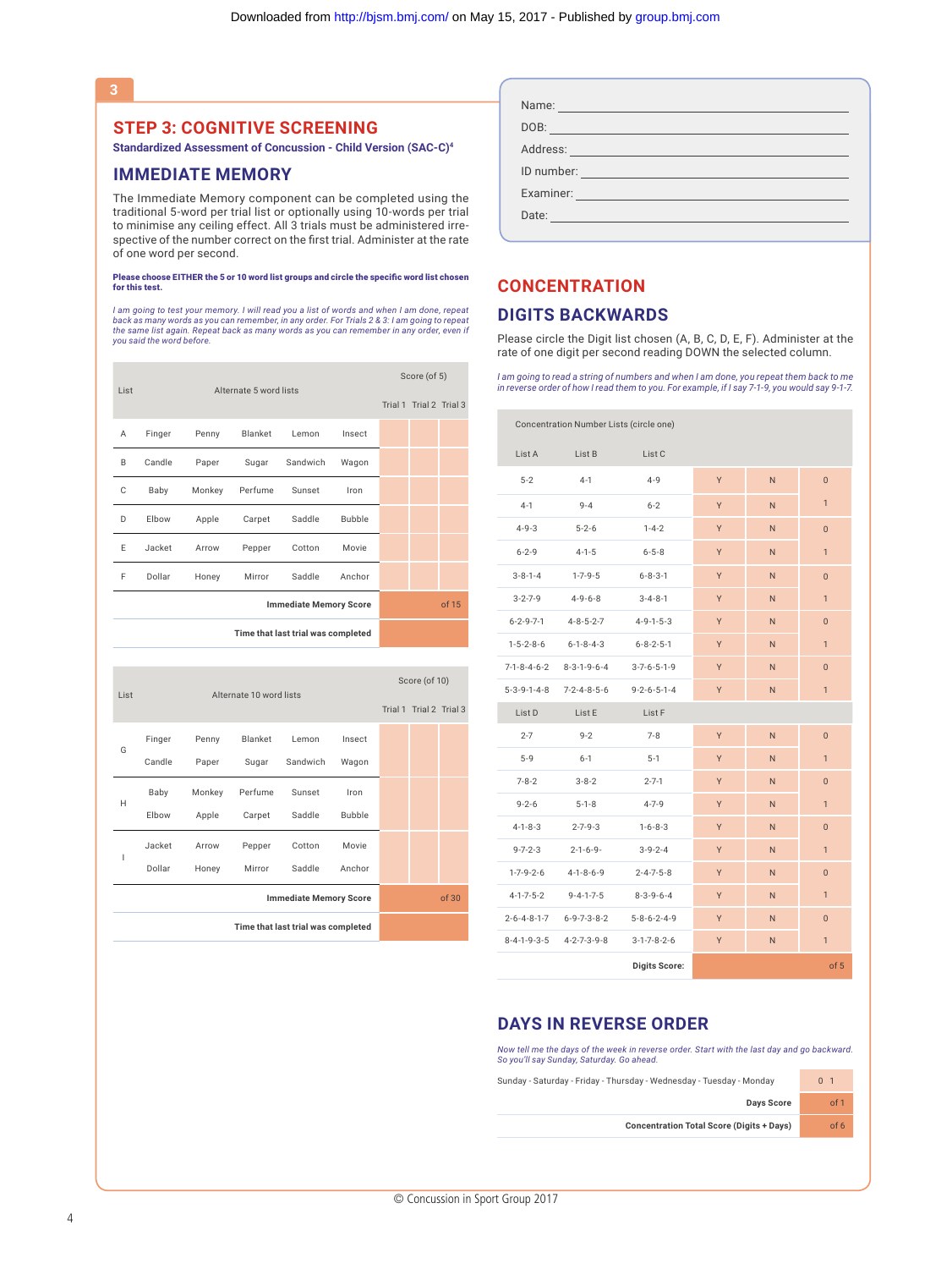3

## STEP 3: COGNITIVE SCREENING

**Standardized Assessment of Concussion - Child Version (SAC-C)[4]**

## IMMEDIATE MEMORY

The Immediate Memory component can be completed using the traditional 5-word per trial list or optionally using 10-words per trial to minimise any ceiling effect. All 3 trials must be administered irrespective of the number correct on the first trial. Administer at the rate of one word per second.

**Please choose EITHER the 5 or 10 word list groups and circle the specific word list chosen for this test.**

*I am going to test your memory. I will read you a list of words and when I am done, repeat back as many words as you can remember, in any order. For Trials 2 & 3: I am going to repeat the same list again. Repeat back as many words as you can remember in any order, even if you said the word before.*

| List | Alternate 5 word lists | | | | | Score (of 5) Trial 1 | Trial 2 | Trial 3 |
|---|---|---|---|---|---|---|---|---|
| A | Finger | Penny | Blanket | Lemon | Insect | | | |
| B | Candle | Paper | Sugar | Sandwich | Wagon | | | |
| C | Baby | Monkey | Perfume | Sunset | Iron | | | |
| D | Elbow | Apple | Carpet | Saddle | Bubble | | | |
| E | Jacket | Arrow | Pepper | Cotton | Movie | | | |
| F | Dollar | Honey | Mirror | Saddle | Anchor | | | |
| | | | | | **Immediate Memory Score** | of 15 | | |
| | | | | | **Time that last trial was completed** | | | |

| List | Alternate 10 word lists | | | | | Score (of 10) Trial 1 | Trial 2 | Trial 3 |
|---|---|---|---|---|---|---|---|---|
| G | Finger | Penny | Blanket | Lemon | Insect | | | |
| | Candle | Paper | Sugar | Sandwich | Wagon | | | |
| H | Baby | Monkey | Perfume | Sunset | Iron | | | |
| | Elbow | Apple | Carpet | Saddle | Bubble | | | |
| I | Jacket | Arrow | Pepper | Cotton | Movie | | | |
| | Dollar | Honey | Mirror | Saddle | Anchor | | | |
| | | | | | **Immediate Memory Score** | of 30 | | |
| | | | | | **Time that last trial was completed** | | | |

Name: ______________________

DOB: ______________________

Address: ______________________

ID number: ______________________

Examiner: ______________________

Date: ______________________

## CONCENTRATION

## DIGITS BACKWARDS

Please circle the Digit list chosen (A, B, C, D, E, F). Administer at the rate of one digit per second reading DOWN the selected column.

*I am going to read a string of numbers and when I am done, you repeat them back to me in reverse order of how I read them to you. For example, if I say 7-1-9, you would say 9-1-7.*

| Concentration Number Lists (circle one) | | | | | |
|---|---|---|---|---|---|
| List A | List B | List C | | | |
| 5-2 | 4-1 | 4-9 | Y | N | 0 |
| 4-1 | 9-4 | 6-2 | Y | N | 1 |
| 4-9-3 | 5-2-6 | 1-4-2 | Y | N | 0 |
| 6-2-9 | 4-1-5 | 6-5-8 | Y | N | 1 |
| 3-8-1-4 | 1-7-9-5 | 6-8-3-1 | Y | N | 0 |
| 3-2-7-9 | 4-9-6-8 | 3-4-8-1 | Y | N | 1 |
| 6-2-9-7-1 | 4-8-5-2-7 | 4-9-1-5-3 | Y | N | 0 |
| 1-5-2-8-6 | 6-1-8-4-3 | 6-8-2-5-1 | Y | N | 1 |
| 7-1-8-4-6-2 | 8-3-1-9-6-4 | 3-7-6-5-1-9 | Y | N | 0 |
| 5-3-9-1-4-8 | 7-2-4-8-5-6 | 9-2-6-5-1-4 | Y | N | 1 |
| List D | List E | List F | | | |
| 2-7 | 9-2 | 7-8 | Y | N | 0 |
| 5-9 | 6-1 | 5-1 | Y | N | 1 |
| 7-8-2 | 3-8-2 | 2-7-1 | Y | N | 0 |
| 9-2-6 | 5-1-8 | 4-7-9 | Y | N | 1 |
| 4-1-8-3 | 2-7-9-3 | 1-6-8-3 | Y | N | 0 |
| 9-7-2-3 | 2-1-6-9- | 3-9-2-4 | Y | N | 1 |
| 1-7-9-2-6 | 4-1-8-6-9 | 2-4-7-5-8 | Y | N | 0 |
| 4-1-7-5-2 | 9-4-1-7-5 | 8-3-9-6-4 | Y | N | 1 |
| 2-6-4-8-1-7 | 6-9-7-3-8-2 | 5-8-6-2-4-9 | Y | N | 0 |
| 8-4-1-9-3-5 | 4-2-7-3-9-8 | 3-1-7-8-2-6 | Y | N | 1 |
| | | **Digits Score:** | | | of 5 |

## DAYS IN REVERSE ORDER

*Now tell me the days of the week in reverse order. Start with the last day and go backward. So you'll say Sunday, Saturday. Go ahead.*

| | |
|---|---|
| Sunday - Saturday - Friday - Thursday - Wednesday - Tuesday - Monday | 0 1 |
| **Days Score** | of 1 |
| **Concentration Total Score (Digits + Days)** | of 6 |

© Concussion in Sport Group 2017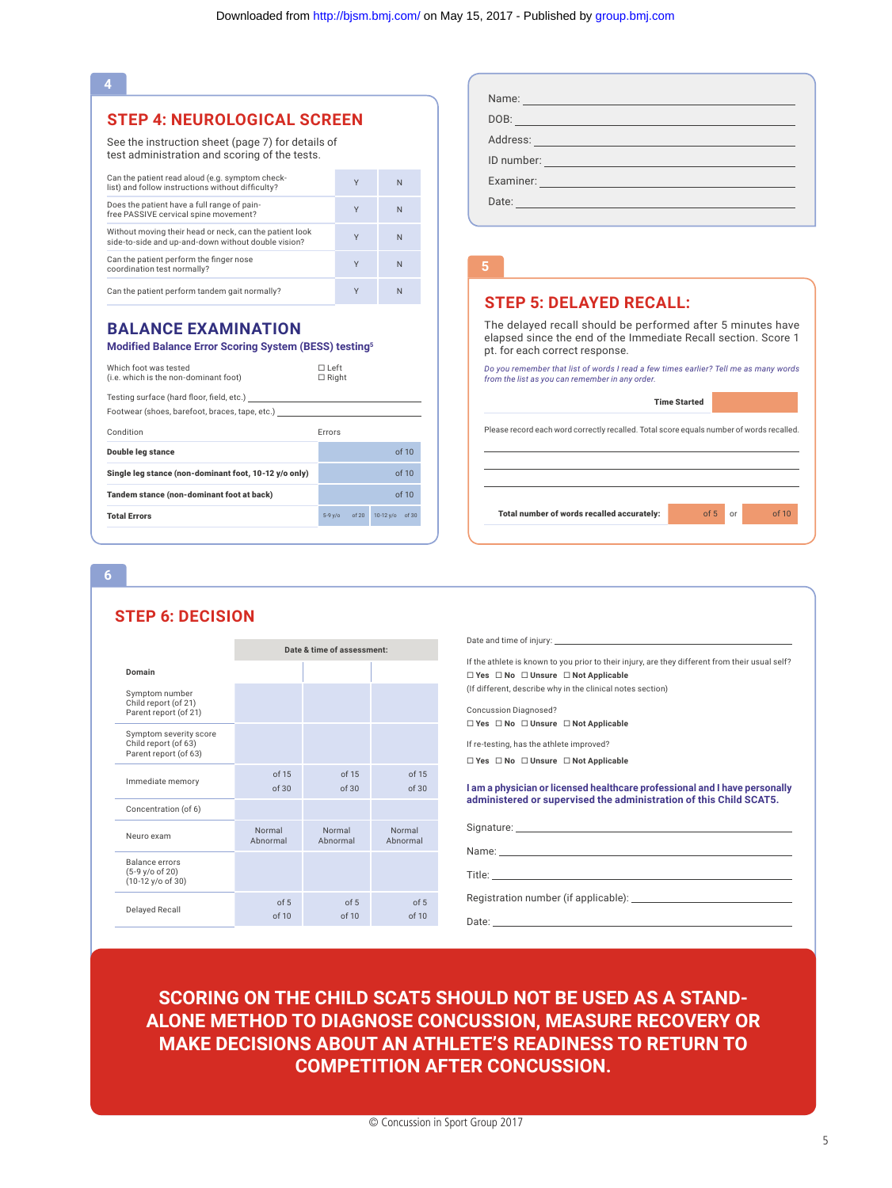## STEP 4: NEUROLOGICAL SCREEN

See the instruction sheet (page 7) for details of test administration and scoring of the tests.

| | | |
|---|---|---|
| Can the patient read aloud (e.g. symptom check-list) and follow instructions without difficulty? | Y | N |
| Does the patient have a full range of pain-free PASSIVE cervical spine movement? | Y | N |
| Without moving their head or neck, can the patient look side-to-side and up-and-down without double vision? | Y | N |
| Can the patient perform the finger nose coordination test normally? | Y | N |
| Can the patient perform tandem gait normally? | Y | N |

## BALANCE EXAMINATION

### Modified Balance Error Scoring System (BESS) testing[5]

Which foot was tested (i.e. which is the non-dominant foot) ☐ Left ☐ Right

Testing surface (hard floor, field, etc.) ______________________

Footwear (shoes, barefoot, braces, tape, etc.) ______________________

| Condition | Errors | |
|---|---|---|
| **Double leg stance** | of 10 | |
| **Single leg stance (non-dominant foot, 10-12 y/o only)** | of 10 | |
| **Tandem stance (non-dominant foot at back)** | of 10 | |
| **Total Errors** | 5-9 y/o of 20 | 10-12 y/o of 30 |

Name: ______________________

DOB: ______________________

Address: ______________________

ID number: ______________________

Examiner: ______________________

Date: ______________________

## STEP 5: DELAYED RECALL:

The delayed recall should be performed after 5 minutes have elapsed since the end of the Immediate Recall section. Score 1 pt. for each correct response.

*Do you remember that list of words I read a few times earlier? Tell me as many words from the list as you can remember in any order.*

**Time Started** ______

Please record each word correctly recalled. Total score equals number of words recalled.

______________________

______________________

______________________

**Total number of words recalled accurately:** of 5 or of 10

## STEP 6: DECISION

| **Domain** | **Date & time of assessment:** | | |
|---|---|---|---|
| | | | |
| Symptom number<br>Child report (of 21)<br>Parent report (of 21) | | | |
| Symptom severity score<br>Child report (of 63)<br>Parent report (of 63) | | | |
| Immediate memory | of 15<br>of 30 | of 15<br>of 30 | of 15<br>of 30 |
| Concentration (of 6) | | | |
| Neuro exam | Normal<br>Abnormal | Normal<br>Abnormal | Normal<br>Abnormal |
| Balance errors<br>(5-9 y/o of 20)<br>(10-12 y/o of 30) | | | |
| Delayed Recall | of 5<br>of 10 | of 5<br>of 10 | of 5<br>of 10 |

Date and time of injury: ______________________

If the athlete is known to you prior to their injury, are they different from their usual self?

☐ **Yes** ☐ **No** ☐ **Unsure** ☐ **Not Applicable**

(If different, describe why in the clinical notes section)

Concussion Diagnosed?

☐ **Yes** ☐ **No** ☐ **Unsure** ☐ **Not Applicable**

If re-testing, has the athlete improved?

☐ **Yes** ☐ **No** ☐ **Unsure** ☐ **Not Applicable**

**I am a physician or licensed healthcare professional and I have personally administered or supervised the administration of this Child SCAT5.**

Signature: ______________________

Name: ______________________

Title: ______________________

Registration number (if applicable): ______________________

Date: ______________________

**SCORING ON THE CHILD SCAT5 SHOULD NOT BE USED AS A STAND-ALONE METHOD TO DIAGNOSE CONCUSSION, MEASURE RECOVERY OR MAKE DECISIONS ABOUT AN ATHLETE'S READINESS TO RETURN TO COMPETITION AFTER CONCUSSION.**

© Concussion in Sport Group 2017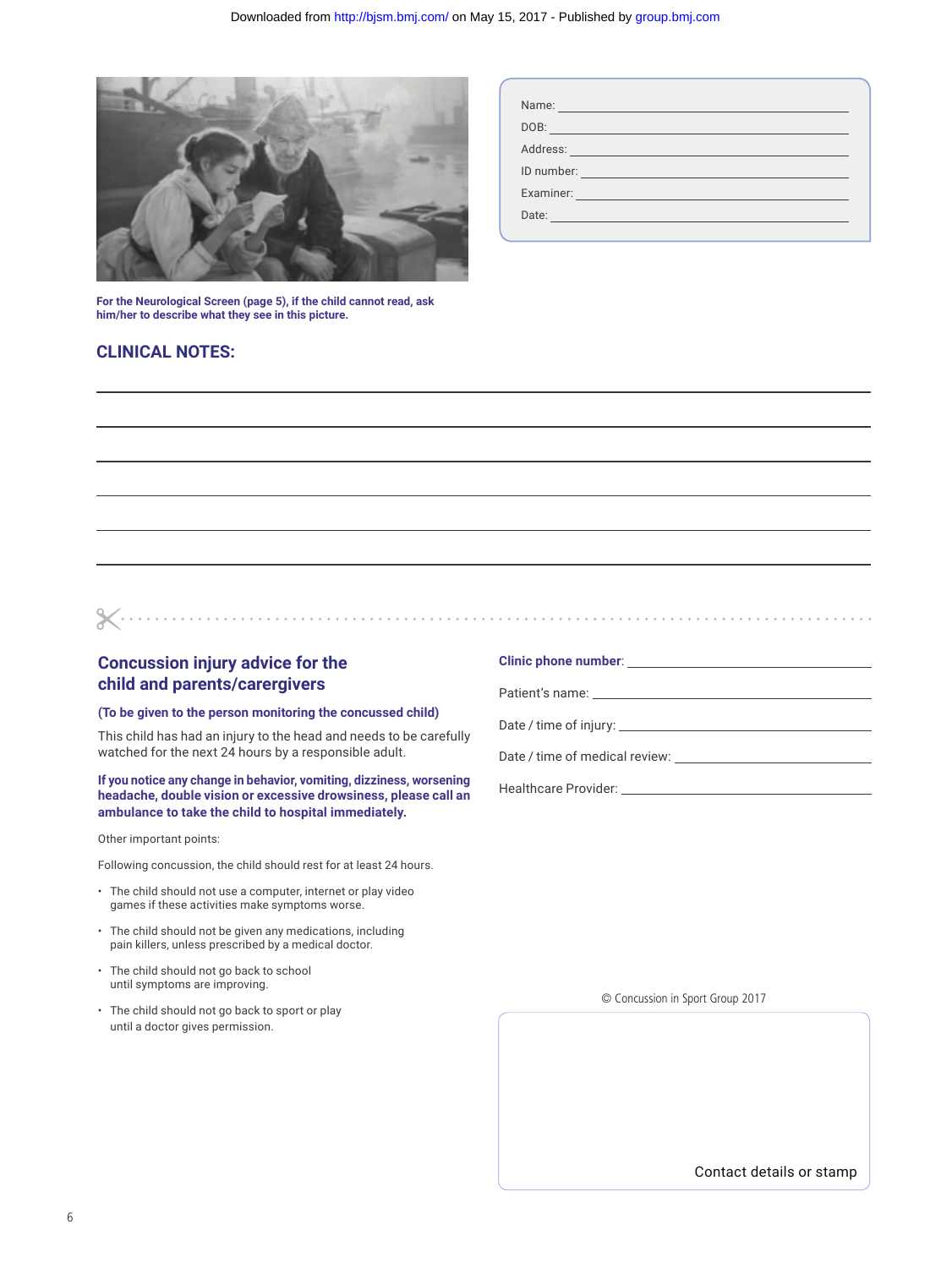Name: ______________________________

DOB: ______________________________

Address: ______________________________

ID number: ______________________________

Examiner: ______________________________

Date: ______________________________

**For the Neurological Screen (page 5), if the child cannot read, ask him/her to describe what they see in this picture.**

## CLINICAL NOTES:

______________________________

______________________________

______________________________

______________________________

______________________________

______________________________

---

## Concussion injury advice for the child and parents/carergivers

**(To be given to the person monitoring the concussed child)**

This child has had an injury to the head and needs to be carefully watched for the next 24 hours by a responsible adult.

**If you notice any change in behavior, vomiting, dizziness, worsening headache, double vision or excessive drowsiness, please call an ambulance to take the child to hospital immediately.**

Other important points:

Following concussion, the child should rest for at least 24 hours.

- The child should not use a computer, internet or play video games if these activities make symptoms worse.
- The child should not be given any medications, including pain killers, unless prescribed by a medical doctor.
- The child should not go back to school until symptoms are improving.
- The child should not go back to sport or play until a doctor gives permission.

**Clinic phone number**: ______________________________

Patient's name: ______________________________

Date / time of injury: ______________________________

Date / time of medical review: ______________________________

Healthcare Provider: ______________________________

© Concussion in Sport Group 2017

Contact details or stamp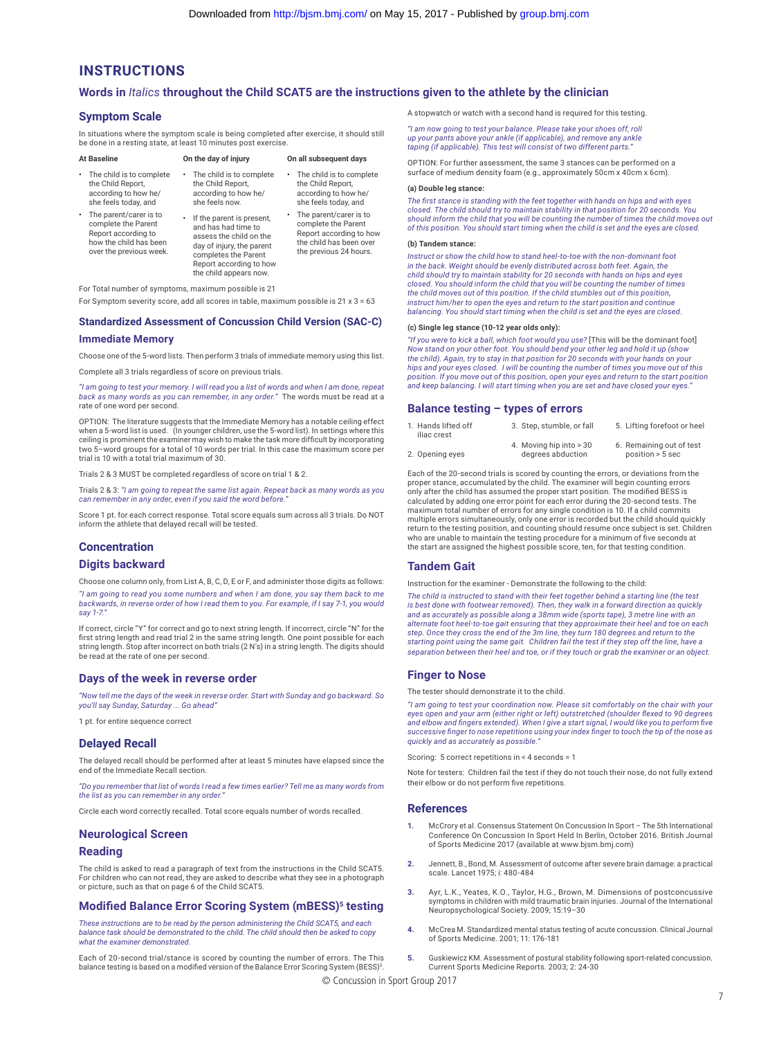# INSTRUCTIONS

## Words in *Italics* throughout the Child SCAT5 are the instructions given to the athlete by the clinician

### Symptom Scale

In situations where the symptom scale is being completed after exercise, it should still be done in a resting state, at least 10 minutes post exercise.

| At Baseline | On the day of injury | On all subsequent days |
|---|---|---|
| • The child is to complete the Child Report, according to how he/she feels today, and<br>• The parent/carer is to complete the Parent Report according to how the child has been over the previous week. | • The child is to complete the Child Report, according to how he/she feels now.<br>• If the parent is present, and has had time to assess the child on the day of injury, the parent completes the Parent Report according to how the child appears now. | • The child is to complete the Child Report, according to how he/she feels today, and<br>• The parent/carer is to complete the Parent Report according to how the child has been over the previous 24 hours. |

For Total number of symptoms, maximum possible is 21

For Symptom severity score, add all scores in table, maximum possible is 21 x 3 = 63

### Standardized Assessment of Concussion Child Version (SAC-C)

### Immediate Memory

Choose one of the 5-word lists. Then perform 3 trials of immediate memory using this list.

Complete all 3 trials regardless of score on previous trials.

*"I am going to test your memory. I will read you a list of words and when I am done, repeat back as many words as you can remember, in any order."* The words must be read at a rate of one word per second.

OPTION: The literature suggests that the Immediate Memory has a notable ceiling effect when a 5-word list is used. (In younger children, use the 5-word list). In settings where this ceiling is prominent the examiner may wish to make the task more difficult by incorporating two 5–word groups for a total of 10 words per trial. In this case the maximum score per trial is 10 with a total trial maximum of 30.

Trials 2 & 3 MUST be completed regardless of score on trial 1 & 2.

Trials 2 & 3: *"I am going to repeat the same list again. Repeat back as many words as you can remember in any order, even if you said the word before."*

Score 1 pt. for each correct response. Total score equals sum across all 3 trials. Do NOT inform the athlete that delayed recall will be tested.

### Concentration

### Digits backward

Choose one column only, from List A, B, C, D, E or F, and administer those digits as follows:

*"I am going to read you some numbers and when I am done, you say them back to me backwards, in reverse order of how I read them to you. For example, if I say 7-1, you would say 1-7."*

If correct, circle "Y" for correct and go to next string length. If incorrect, circle "N" for the first string length and read trial 2 in the same string length. One point possible for each string length. Stop after incorrect on both trials (2 N's) in a string length. The digits should be read at the rate of one per second.

### Days of the week in reverse order

*"Now tell me the days of the week in reverse order. Start with Sunday and go backward. So you'll say Sunday, Saturday ... Go ahead"*

1 pt. for entire sequence correct

### Delayed Recall

The delayed recall should be performed after at least 5 minutes have elapsed since the end of the Immediate Recall section.

*"Do you remember that list of words I read a few times earlier? Tell me as many words from the list as you can remember in any order."*

Circle each word correctly recalled. Total score equals number of words recalled.

### Neurological Screen

### Reading

The child is asked to read a paragraph of text from the instructions in the Child SCAT5. For children who can not read, they are asked to describe what they see in a photograph or picture, such as that on page 6 of the Child SCAT5.

### Modified Balance Error Scoring System (mBESS)[5] testing

*These instructions are to be read by the person administering the Child SCAT5, and each balance task should be demonstrated to the child. The child should then be asked to copy what the examiner demonstrated.*

Each of 20-second trial/stance is scored by counting the number of errors. The This balance testing is based on a modified version of the Balance Error Scoring System (BESS)[5].

A stopwatch or watch with a second hand is required for this testing.

*"I am now going to test your balance. Please take your shoes off, roll up your pants above your ankle (if applicable), and remove any ankle taping (if applicable). This test will consist of two different parts."*

OPTION: For further assessment, the same 3 stances can be performed on a surface of medium density foam (e.g., approximately 50cm x 40cm x 6cm).

**(a) Double leg stance:**

*The first stance is standing with the feet together with hands on hips and with eyes closed. The child should try to maintain stability in that position for 20 seconds. You should inform the child that you will be counting the number of times the child moves out of this position. You should start timing when the child is set and the eyes are closed.*

**(b) Tandem stance:**

*Instruct or show the child how to stand heel-to-toe with the non-dominant foot in the back. Weight should be evenly distributed across both feet. Again, the child should try to maintain stability for 20 seconds with hands on hips and eyes closed. You should inform the child that you will be counting the number of times the child moves out of this position. If the child stumbles out of this position, instruct him/her to open the eyes and return to the start position and continue balancing. You should start timing when the child is set and the eyes are closed.*

**(c) Single leg stance (10-12 year olds only):**

*"If you were to kick a ball, which foot would you use?* [This will be the dominant foot] *Now stand on your other foot. You should bend your other leg and hold it up (show the child). Again, try to stay in that position for 20 seconds with your hands on your hips and your eyes closed. I will be counting the number of times you move out of this position. If you move out of this position, open your eyes and return to the start position and keep balancing. I will start timing when you are set and have closed your eyes."*

### Balance testing – types of errors

1. Hands lifted off iliac crest
2. Opening eyes
3. Step, stumble, or fall
4. Moving hip into > 30 degrees abduction
5. Lifting forefoot or heel
6. Remaining out of test position > 5 sec

Each of the 20-second trials is scored by counting the errors, or deviations from the proper stance, accumulated by the child. The examiner will begin counting errors only after the child has assumed the proper start position. The modified BESS is calculated by adding one error point for each error during the 20-second tests. The maximum total number of errors for any single condition is 10. If a child commits multiple errors simultaneously, only one error is recorded but the child should quickly return to the testing position, and counting should resume once subject is set. Children who are unable to maintain the testing procedure for a minimum of five seconds at the start are assigned the highest possible score, ten, for that testing condition.

### Tandem Gait

Instruction for the examiner - Demonstrate the following to the child:

*The child is instructed to stand with their feet together behind a starting line (the test is best done with footwear removed). Then, they walk in a forward direction as quickly and as accurately as possible along a 38mm wide (sports tape), 3 metre line with an alternate foot heel-to-toe gait ensuring that they approximate their heel and toe on each step. Once they cross the end of the 3m line, they turn 180 degrees and return to the starting point using the same gait. Children fail the test if they step off the line, have a separation between their heel and toe, or if they touch or grab the examiner or an object.*

### Finger to Nose

The tester should demonstrate it to the child.

*"I am going to test your coordination now. Please sit comfortably on the chair with your eyes open and your arm (either right or left) outstretched (shoulder flexed to 90 degrees and elbow and fingers extended). When I give a start signal, I would like you to perform five successive finger to nose repetitions using your index finger to touch the tip of the nose as quickly and as accurately as possible."*

Scoring: 5 correct repetitions in < 4 seconds = 1

Note for testers: Children fail the test if they do not touch their nose, do not fully extend their elbow or do not perform five repetitions.

### References

1. McCrory et al. Consensus Statement On Concussion In Sport – The 5th International Conference On Concussion In Sport Held In Berlin, October 2016. British Journal of Sports Medicine 2017 (available at www.bjsm.bmj.com)
2. Jennett, B., Bond, M. Assessment of outcome after severe brain damage: a practical scale. Lancet 1975; i: 480-484
3. Ayr, L.K., Yeates, K.O., Taylor, H.G., Brown, M. Dimensions of postconcussive symptoms in children with mild traumatic brain injuries. Journal of the International Neuropsychological Society. 2009; 15:19–30
4. McCrea M. Standardized mental status testing of acute concussion. Clinical Journal of Sports Medicine. 2001; 11: 176-181
5. Guskiewicz KM. Assessment of postural stability following sport-related concussion. Current Sports Medicine Reports. 2003; 2: 24-30

© Concussion in Sport Group 2017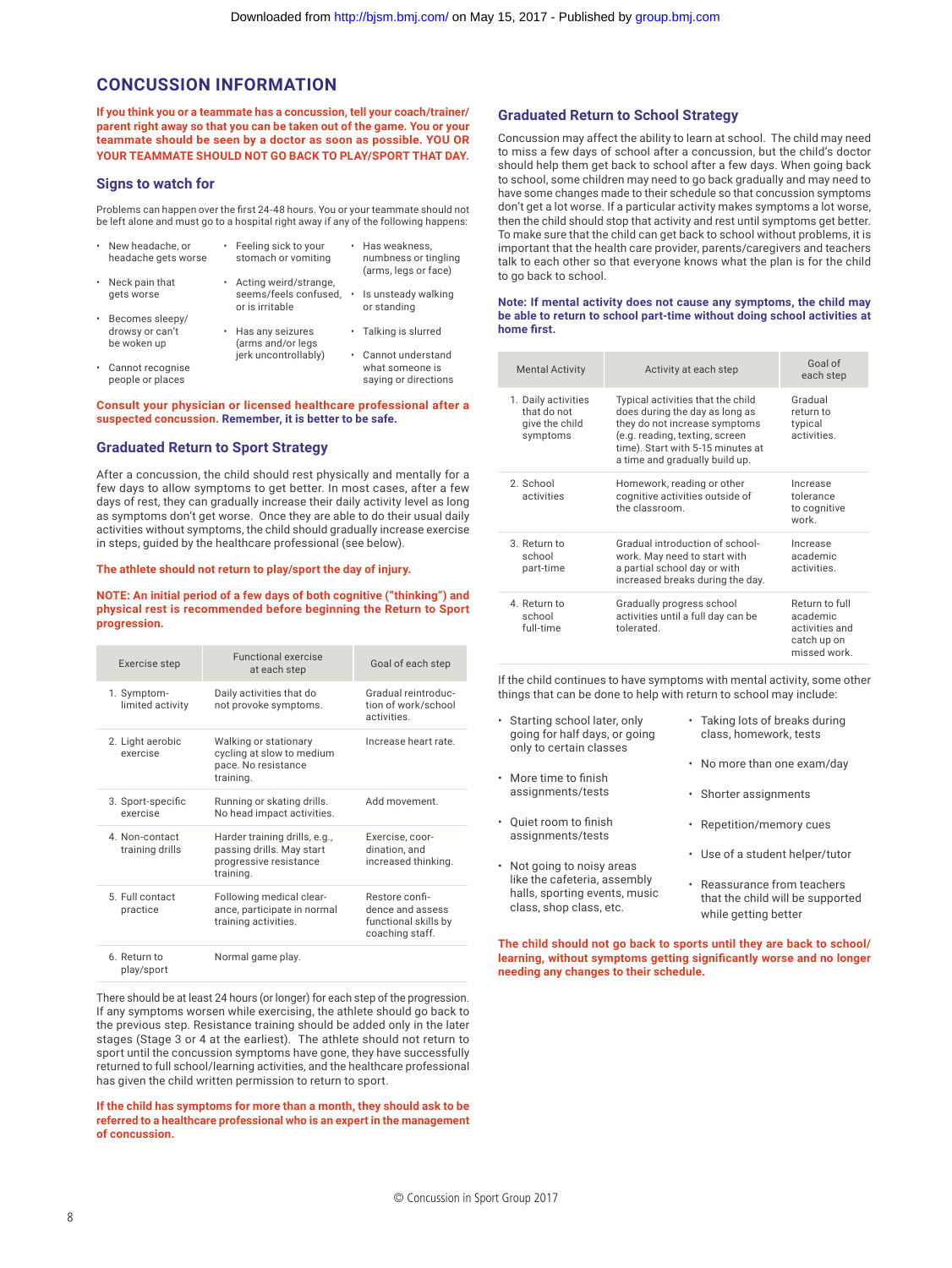## CONCUSSION INFORMATION

**If you think you or a teammate has a concussion, tell your coach/trainer/parent right away so that you can be taken out of the game. You or your teammate should be seen by a doctor as soon as possible. YOU OR YOUR TEAMMATE SHOULD NOT GO BACK TO PLAY/SPORT THAT DAY.**

### Signs to watch for

Problems can happen over the first 24-48 hours. You or your teammate should not be left alone and must go to a hospital right away if any of the following happens:

- New headache, or headache gets worse
- Neck pain that gets worse
- Becomes sleepy/drowsy or can't be woken up
- Cannot recognise people or places
- Feeling sick to your stomach or vomiting
- Acting weird/strange, seems/feels confused, or is irritable
- Has any seizures (arms and/or legs jerk uncontrollably)
- Has weakness, numbness or tingling (arms, legs or face)
- Is unsteady walking or standing
- Talking is slurred
- Cannot understand what someone is saying or directions

**Consult your physician or licensed healthcare professional after a suspected concussion. Remember, it is better to be safe.**

### Graduated Return to Sport Strategy

After a concussion, the child should rest physically and mentally for a few days to allow symptoms to get better. In most cases, after a few days of rest, they can gradually increase their daily activity level as long as symptoms don't get worse. Once they are able to do their usual daily activities without symptoms, the child should gradually increase exercise in steps, guided by the healthcare professional (see below).

**The athlete should not return to play/sport the day of injury.**

**NOTE: An initial period of a few days of both cognitive ("thinking") and physical rest is recommended before beginning the Return to Sport progression.**

| Exercise step | Functional exercise at each step | Goal of each step |
|---|---|---|
| 1. Symptom-limited activity | Daily activities that do not provoke symptoms. | Gradual reintroduction of work/school activities. |
| 2. Light aerobic exercise | Walking or stationary cycling at slow to medium pace. No resistance training. | Increase heart rate. |
| 3. Sport-specific exercise | Running or skating drills. No head impact activities. | Add movement. |
| 4. Non-contact training drills | Harder training drills, e.g., passing drills. May start progressive resistance training. | Exercise, coordination, and increased thinking. |
| 5. Full contact practice | Following medical clearance, participate in normal training activities. | Restore confidence and assess functional skills by coaching staff. |
| 6. Return to play/sport | Normal game play. | |

There should be at least 24 hours (or longer) for each step of the progression. If any symptoms worsen while exercising, the athlete should go back to the previous step. Resistance training should be added only in the later stages (Stage 3 or 4 at the earliest). The athlete should not return to sport until the concussion symptoms have gone, they have successfully returned to full school/learning activities, and the healthcare professional has given the child written permission to return to sport.

**If the child has symptoms for more than a month, they should ask to be referred to a healthcare professional who is an expert in the management of concussion.**

### Graduated Return to School Strategy

Concussion may affect the ability to learn at school. The child may need to miss a few days of school after a concussion, but the child's doctor should help them get back to school after a few days. When going back to school, some children may need to go back gradually and may need to have some changes made to their schedule so that concussion symptoms don't get a lot worse. If a particular activity makes symptoms a lot worse, then the child should stop that activity and rest until symptoms get better. To make sure that the child can get back to school without problems, it is important that the health care provider, parents/caregivers and teachers talk to each other so that everyone knows what the plan is for the child to go back to school.

**Note: If mental activity does not cause any symptoms, the child may be able to return to school part-time without doing school activities at home first.**

| Mental Activity | Activity at each step | Goal of each step |
|---|---|---|
| 1. Daily activities that do not give the child symptoms | Typical activities that the child does during the day as long as they do not increase symptoms (e.g. reading, texting, screen time). Start with 5-15 minutes at a time and gradually build up. | Gradual return to typical activities. |
| 2. School activities | Homework, reading or other cognitive activities outside of the classroom. | Increase tolerance to cognitive work. |
| 3. Return to school part-time | Gradual introduction of school-work. May need to start with a partial school day or with increased breaks during the day. | Increase academic activities. |
| 4. Return to school full-time | Gradually progress school activities until a full day can be tolerated. | Return to full academic activities and catch up on missed work. |

If the child continues to have symptoms with mental activity, some other things that can be done to help with return to school may include:

- Starting school later, only going for half days, or going only to certain classes
- More time to finish assignments/tests
- Quiet room to finish assignments/tests
- Not going to noisy areas like the cafeteria, assembly halls, sporting events, music class, shop class, etc.
- Taking lots of breaks during class, homework, tests
- No more than one exam/day
- Shorter assignments
- Repetition/memory cues
- Use of a student helper/tutor
- Reassurance from teachers that the child will be supported while getting better

**The child should not go back to sports until they are back to school/learning, without symptoms getting significantly worse and no longer needing any changes to their schedule.**

© Concussion in Sport Group 2017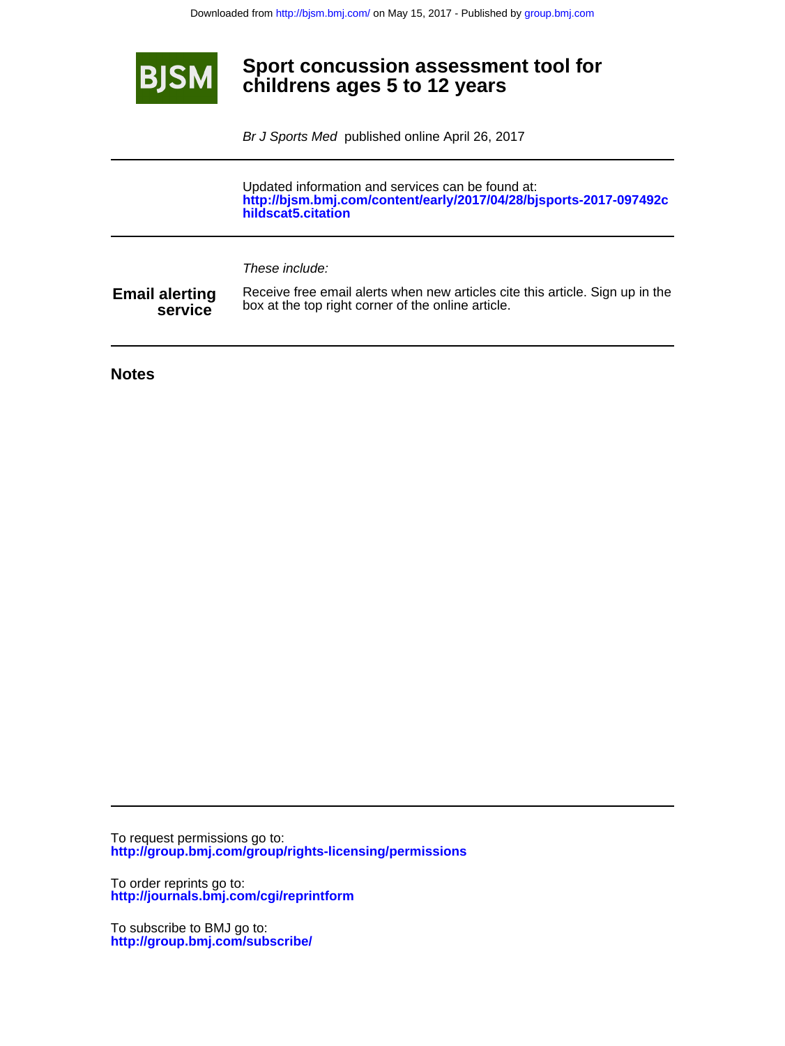Downloaded from http://bjsm.bmj.com/ on May 15, 2017 - Published by group.bmj.com

# Sport concussion assessment tool for childrens ages 5 to 12 years

*Br J Sports Med* published online April 26, 2017

Updated information and services can be found at:
**http://bjsm.bmj.com/content/early/2017/04/28/bjsports-2017-097492childscat5.citation**

*These include:*

**Email alerting service**

Receive free email alerts when new articles cite this article. Sign up in the box at the top right corner of the online article.

## Notes

To request permissions go to:
**http://group.bmj.com/group/rights-licensing/permissions**

To order reprints go to:
**http://journals.bmj.com/cgi/reprintform**

To subscribe to BMJ go to:
**http://group.bmj.com/subscribe/**